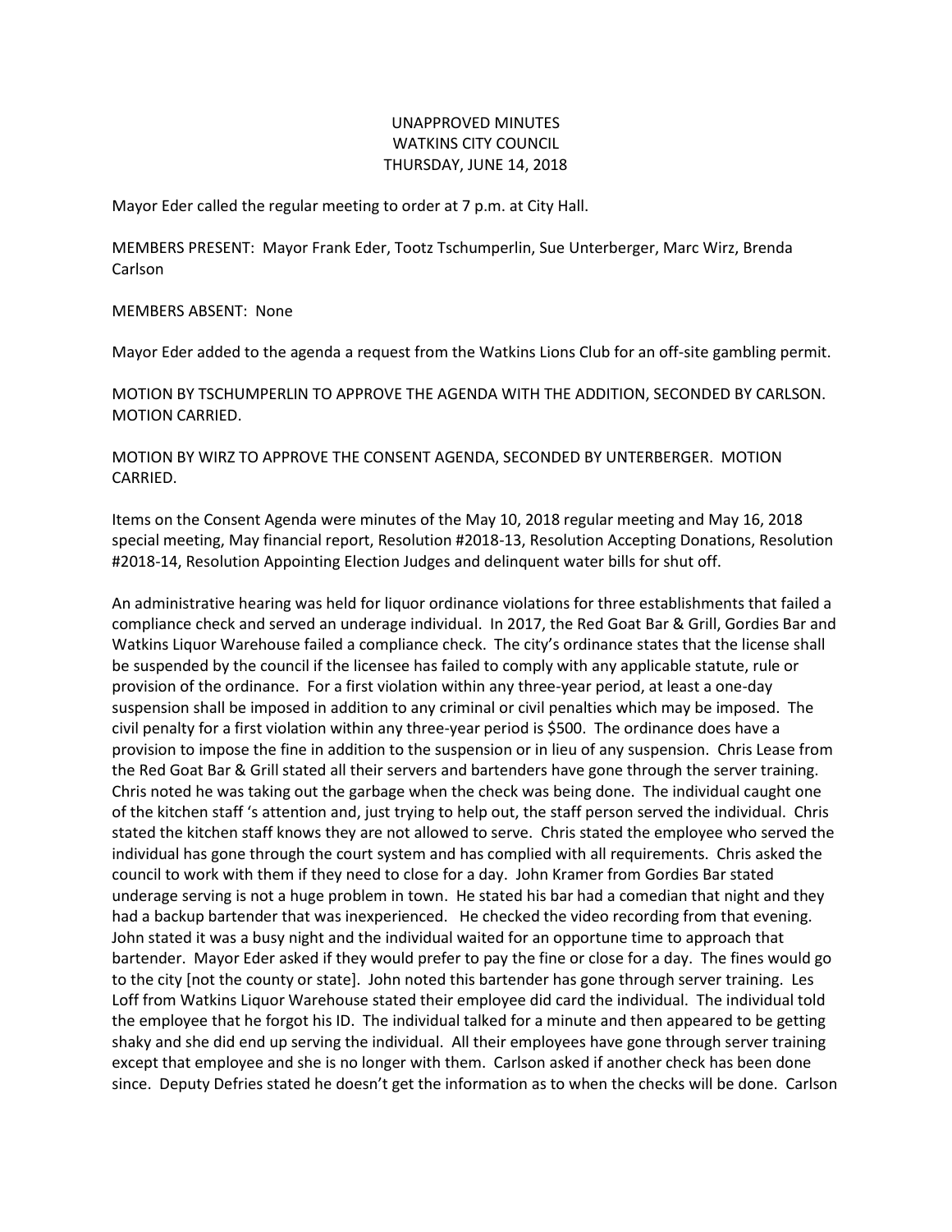UNAPPROVED MINUTES
WATKINS CITY COUNCIL
THURSDAY, JUNE 14, 2018

Mayor Eder called the regular meeting to order at 7 p.m. at City Hall.

MEMBERS PRESENT: Mayor Frank Eder, Tootz Tschumperlin, Sue Unterberger, Marc Wirz, Brenda Carlson

MEMBERS ABSENT: None

Mayor Eder added to the agenda a request from the Watkins Lions Club for an off-site gambling permit.

MOTION BY TSCHUMPERLIN TO APPROVE THE AGENDA WITH THE ADDITION, SECONDED BY CARLSON. MOTION CARRIED.

MOTION BY WIRZ TO APPROVE THE CONSENT AGENDA, SECONDED BY UNTERBERGER. MOTION CARRIED.

Items on the Consent Agenda were minutes of the May 10, 2018 regular meeting and May 16, 2018 special meeting, May financial report, Resolution #2018-13, Resolution Accepting Donations, Resolution #2018-14, Resolution Appointing Election Judges and delinquent water bills for shut off.

An administrative hearing was held for liquor ordinance violations for three establishments that failed a compliance check and served an underage individual. In 2017, the Red Goat Bar & Grill, Gordies Bar and Watkins Liquor Warehouse failed a compliance check. The city's ordinance states that the license shall be suspended by the council if the licensee has failed to comply with any applicable statute, rule or provision of the ordinance. For a first violation within any three-year period, at least a one-day suspension shall be imposed in addition to any criminal or civil penalties which may be imposed. The civil penalty for a first violation within any three-year period is $500. The ordinance does have a provision to impose the fine in addition to the suspension or in lieu of any suspension. Chris Lease from the Red Goat Bar & Grill stated all their servers and bartenders have gone through the server training. Chris noted he was taking out the garbage when the check was being done. The individual caught one of the kitchen staff 's attention and, just trying to help out, the staff person served the individual. Chris stated the kitchen staff knows they are not allowed to serve. Chris stated the employee who served the individual has gone through the court system and has complied with all requirements. Chris asked the council to work with them if they need to close for a day. John Kramer from Gordies Bar stated underage serving is not a huge problem in town. He stated his bar had a comedian that night and they had a backup bartender that was inexperienced. He checked the video recording from that evening. John stated it was a busy night and the individual waited for an opportune time to approach that bartender. Mayor Eder asked if they would prefer to pay the fine or close for a day. The fines would go to the city [not the county or state]. John noted this bartender has gone through server training. Les Loff from Watkins Liquor Warehouse stated their employee did card the individual. The individual told the employee that he forgot his ID. The individual talked for a minute and then appeared to be getting shaky and she did end up serving the individual. All their employees have gone through server training except that employee and she is no longer with them. Carlson asked if another check has been done since. Deputy Defries stated he doesn't get the information as to when the checks will be done. Carlson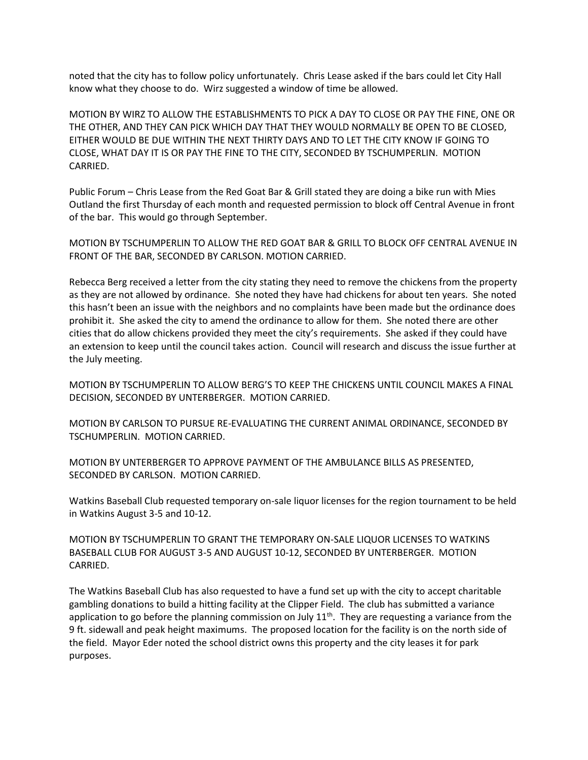noted that the city has to follow policy unfortunately. Chris Lease asked if the bars could let City Hall know what they choose to do. Wirz suggested a window of time be allowed.

MOTION BY WIRZ TO ALLOW THE ESTABLISHMENTS TO PICK A DAY TO CLOSE OR PAY THE FINE, ONE OR THE OTHER, AND THEY CAN PICK WHICH DAY THAT THEY WOULD NORMALLY BE OPEN TO BE CLOSED, EITHER WOULD BE DUE WITHIN THE NEXT THIRTY DAYS AND TO LET THE CITY KNOW IF GOING TO CLOSE, WHAT DAY IT IS OR PAY THE FINE TO THE CITY, SECONDED BY TSCHUMPERLIN. MOTION CARRIED.

Public Forum – Chris Lease from the Red Goat Bar & Grill stated they are doing a bike run with Mies Outland the first Thursday of each month and requested permission to block off Central Avenue in front of the bar. This would go through September.

MOTION BY TSCHUMPERLIN TO ALLOW THE RED GOAT BAR & GRILL TO BLOCK OFF CENTRAL AVENUE IN FRONT OF THE BAR, SECONDED BY CARLSON. MOTION CARRIED.

Rebecca Berg received a letter from the city stating they need to remove the chickens from the property as they are not allowed by ordinance. She noted they have had chickens for about ten years. She noted this hasn't been an issue with the neighbors and no complaints have been made but the ordinance does prohibit it. She asked the city to amend the ordinance to allow for them. She noted there are other cities that do allow chickens provided they meet the city's requirements. She asked if they could have an extension to keep until the council takes action. Council will research and discuss the issue further at the July meeting.

MOTION BY TSCHUMPERLIN TO ALLOW BERG'S TO KEEP THE CHICKENS UNTIL COUNCIL MAKES A FINAL DECISION, SECONDED BY UNTERBERGER. MOTION CARRIED.

MOTION BY CARLSON TO PURSUE RE-EVALUATING THE CURRENT ANIMAL ORDINANCE, SECONDED BY TSCHUMPERLIN. MOTION CARRIED.

MOTION BY UNTERBERGER TO APPROVE PAYMENT OF THE AMBULANCE BILLS AS PRESENTED, SECONDED BY CARLSON. MOTION CARRIED.

Watkins Baseball Club requested temporary on-sale liquor licenses for the region tournament to be held in Watkins August 3-5 and 10-12.

MOTION BY TSCHUMPERLIN TO GRANT THE TEMPORARY ON-SALE LIQUOR LICENSES TO WATKINS BASEBALL CLUB FOR AUGUST 3-5 AND AUGUST 10-12, SECONDED BY UNTERBERGER. MOTION CARRIED.

The Watkins Baseball Club has also requested to have a fund set up with the city to accept charitable gambling donations to build a hitting facility at the Clipper Field. The club has submitted a variance application to go before the planning commission on July 11th. They are requesting a variance from the 9 ft. sidewall and peak height maximums. The proposed location for the facility is on the north side of the field. Mayor Eder noted the school district owns this property and the city leases it for park purposes.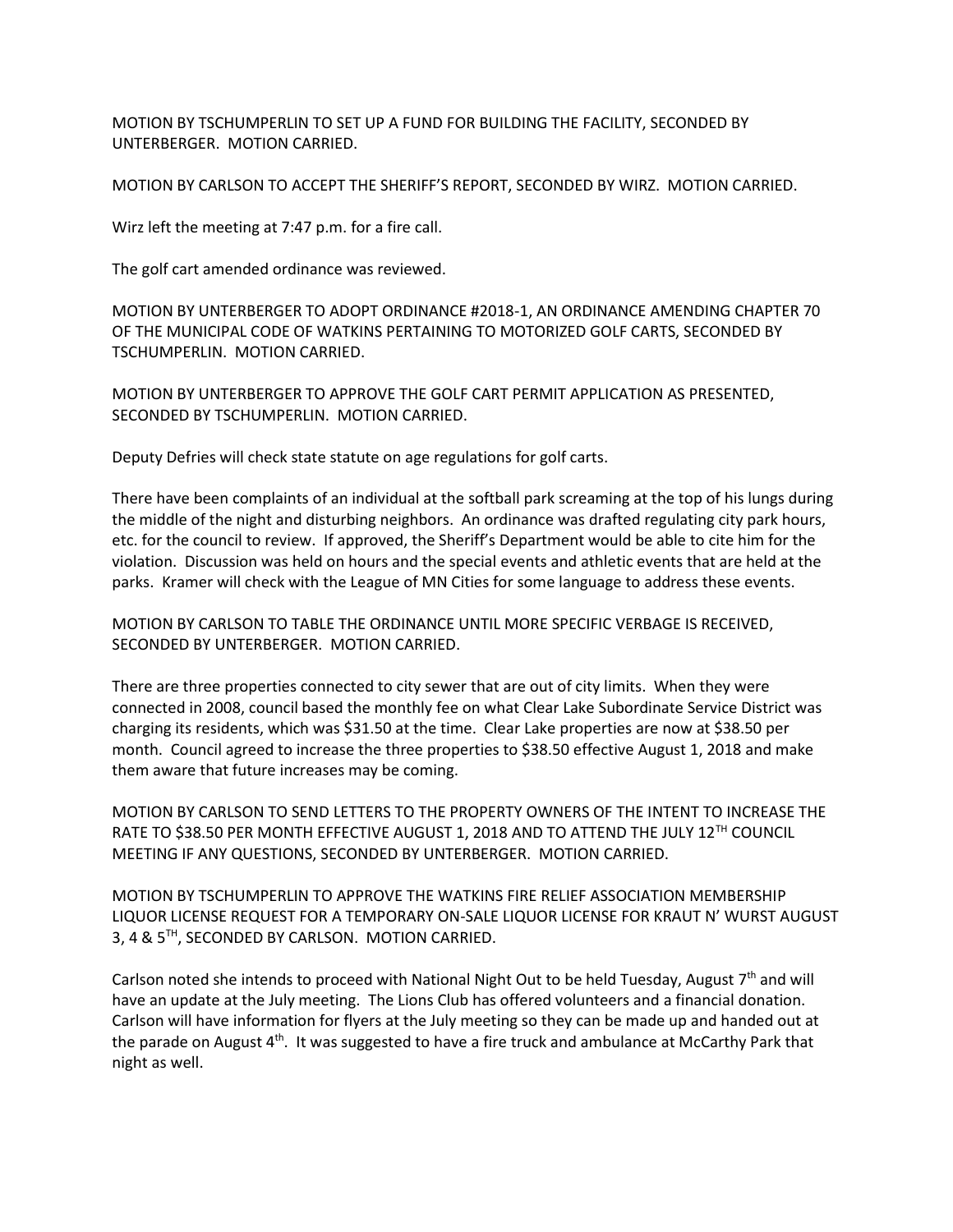MOTION BY TSCHUMPERLIN TO SET UP A FUND FOR BUILDING THE FACILITY, SECONDED BY UNTERBERGER. MOTION CARRIED.

MOTION BY CARLSON TO ACCEPT THE SHERIFF'S REPORT, SECONDED BY WIRZ. MOTION CARRIED.

Wirz left the meeting at 7:47 p.m. for a fire call.

The golf cart amended ordinance was reviewed.

MOTION BY UNTERBERGER TO ADOPT ORDINANCE #2018-1, AN ORDINANCE AMENDING CHAPTER 70 OF THE MUNICIPAL CODE OF WATKINS PERTAINING TO MOTORIZED GOLF CARTS, SECONDED BY TSCHUMPERLIN. MOTION CARRIED.

MOTION BY UNTERBERGER TO APPROVE THE GOLF CART PERMIT APPLICATION AS PRESENTED, SECONDED BY TSCHUMPERLIN. MOTION CARRIED.

Deputy Defries will check state statute on age regulations for golf carts.

There have been complaints of an individual at the softball park screaming at the top of his lungs during the middle of the night and disturbing neighbors. An ordinance was drafted regulating city park hours, etc. for the council to review. If approved, the Sheriff's Department would be able to cite him for the violation. Discussion was held on hours and the special events and athletic events that are held at the parks. Kramer will check with the League of MN Cities for some language to address these events.

MOTION BY CARLSON TO TABLE THE ORDINANCE UNTIL MORE SPECIFIC VERBAGE IS RECEIVED, SECONDED BY UNTERBERGER. MOTION CARRIED.

There are three properties connected to city sewer that are out of city limits. When they were connected in 2008, council based the monthly fee on what Clear Lake Subordinate Service District was charging its residents, which was $31.50 at the time. Clear Lake properties are now at $38.50 per month. Council agreed to increase the three properties to $38.50 effective August 1, 2018 and make them aware that future increases may be coming.

MOTION BY CARLSON TO SEND LETTERS TO THE PROPERTY OWNERS OF THE INTENT TO INCREASE THE RATE TO $38.50 PER MONTH EFFECTIVE AUGUST 1, 2018 AND TO ATTEND THE JULY 12TH COUNCIL MEETING IF ANY QUESTIONS, SECONDED BY UNTERBERGER. MOTION CARRIED.

MOTION BY TSCHUMPERLIN TO APPROVE THE WATKINS FIRE RELIEF ASSOCIATION MEMBERSHIP LIQUOR LICENSE REQUEST FOR A TEMPORARY ON-SALE LIQUOR LICENSE FOR KRAUT N' WURST AUGUST 3, 4 & 5TH, SECONDED BY CARLSON. MOTION CARRIED.

Carlson noted she intends to proceed with National Night Out to be held Tuesday, August 7th and will have an update at the July meeting. The Lions Club has offered volunteers and a financial donation. Carlson will have information for flyers at the July meeting so they can be made up and handed out at the parade on August 4th. It was suggested to have a fire truck and ambulance at McCarthy Park that night as well.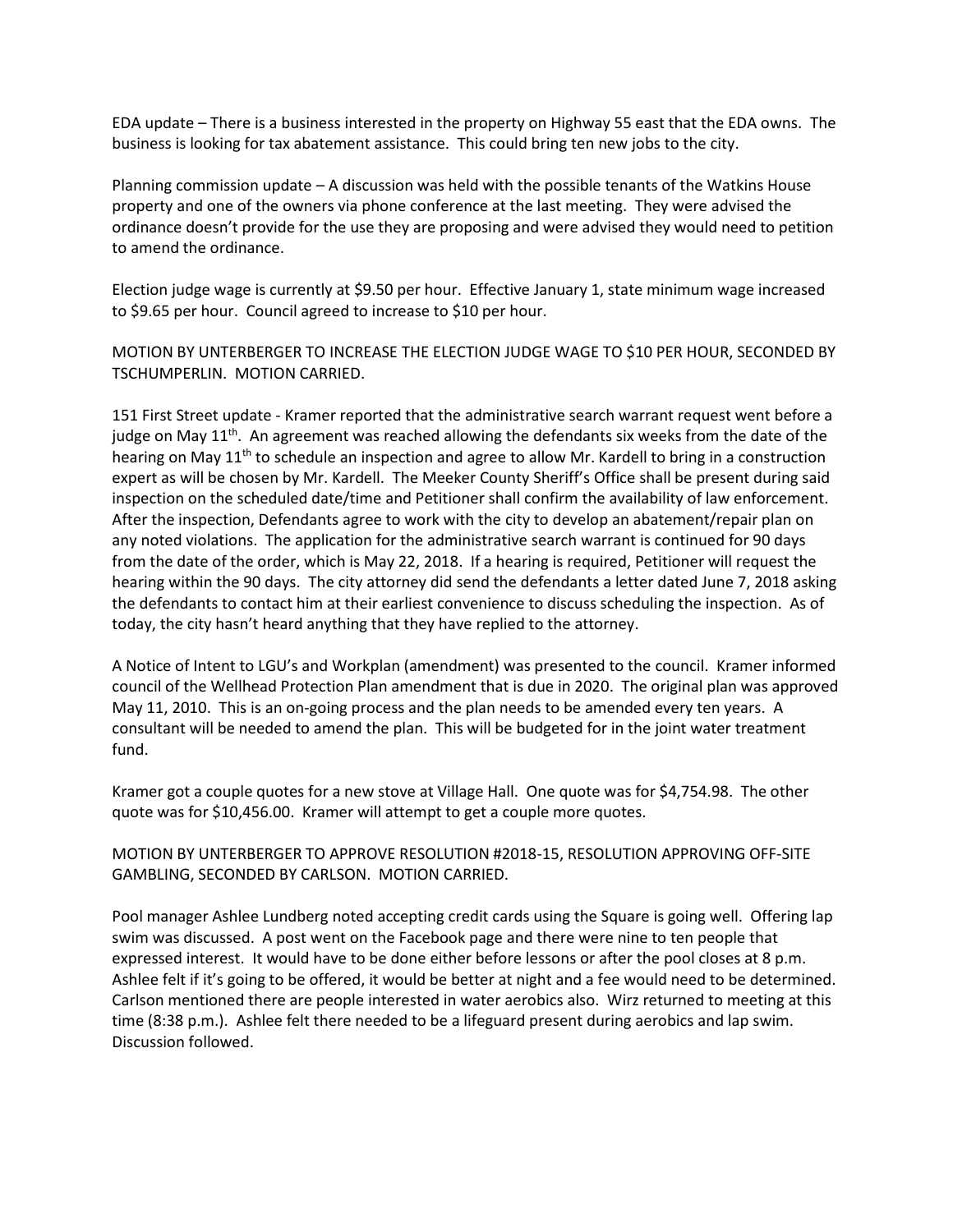EDA update – There is a business interested in the property on Highway 55 east that the EDA owns. The business is looking for tax abatement assistance. This could bring ten new jobs to the city.

Planning commission update – A discussion was held with the possible tenants of the Watkins House property and one of the owners via phone conference at the last meeting. They were advised the ordinance doesn't provide for the use they are proposing and were advised they would need to petition to amend the ordinance.

Election judge wage is currently at $9.50 per hour. Effective January 1, state minimum wage increased to $9.65 per hour. Council agreed to increase to $10 per hour.

MOTION BY UNTERBERGER TO INCREASE THE ELECTION JUDGE WAGE TO $10 PER HOUR, SECONDED BY TSCHUMPERLIN. MOTION CARRIED.

151 First Street update - Kramer reported that the administrative search warrant request went before a judge on May 11th. An agreement was reached allowing the defendants six weeks from the date of the hearing on May 11th to schedule an inspection and agree to allow Mr. Kardell to bring in a construction expert as will be chosen by Mr. Kardell. The Meeker County Sheriff's Office shall be present during said inspection on the scheduled date/time and Petitioner shall confirm the availability of law enforcement. After the inspection, Defendants agree to work with the city to develop an abatement/repair plan on any noted violations. The application for the administrative search warrant is continued for 90 days from the date of the order, which is May 22, 2018. If a hearing is required, Petitioner will request the hearing within the 90 days. The city attorney did send the defendants a letter dated June 7, 2018 asking the defendants to contact him at their earliest convenience to discuss scheduling the inspection. As of today, the city hasn't heard anything that they have replied to the attorney.

A Notice of Intent to LGU's and Workplan (amendment) was presented to the council. Kramer informed council of the Wellhead Protection Plan amendment that is due in 2020. The original plan was approved May 11, 2010. This is an on-going process and the plan needs to be amended every ten years. A consultant will be needed to amend the plan. This will be budgeted for in the joint water treatment fund.

Kramer got a couple quotes for a new stove at Village Hall. One quote was for $4,754.98. The other quote was for $10,456.00. Kramer will attempt to get a couple more quotes.

MOTION BY UNTERBERGER TO APPROVE RESOLUTION #2018-15, RESOLUTION APPROVING OFF-SITE GAMBLING, SECONDED BY CARLSON. MOTION CARRIED.

Pool manager Ashlee Lundberg noted accepting credit cards using the Square is going well. Offering lap swim was discussed. A post went on the Facebook page and there were nine to ten people that expressed interest. It would have to be done either before lessons or after the pool closes at 8 p.m. Ashlee felt if it's going to be offered, it would be better at night and a fee would need to be determined. Carlson mentioned there are people interested in water aerobics also. Wirz returned to meeting at this time (8:38 p.m.). Ashlee felt there needed to be a lifeguard present during aerobics and lap swim. Discussion followed.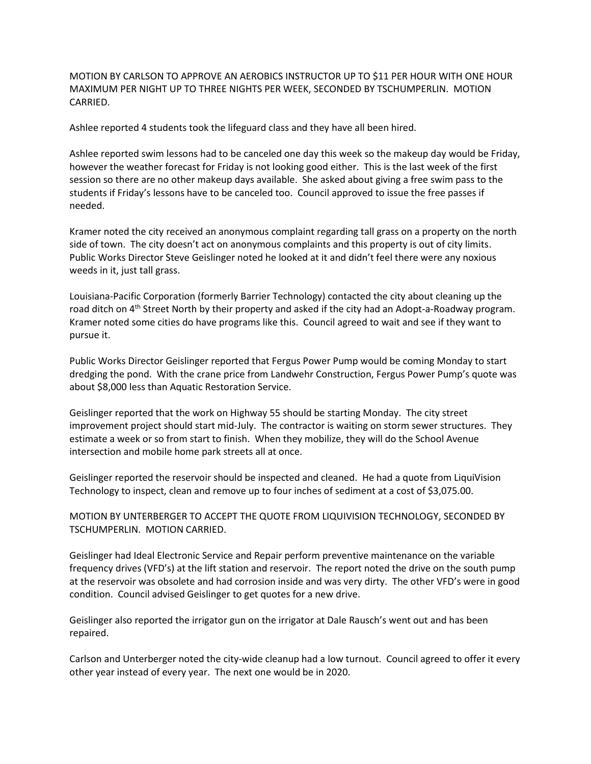MOTION BY CARLSON TO APPROVE AN AEROBICS INSTRUCTOR UP TO $11 PER HOUR WITH ONE HOUR MAXIMUM PER NIGHT UP TO THREE NIGHTS PER WEEK, SECONDED BY TSCHUMPERLIN. MOTION CARRIED.

Ashlee reported 4 students took the lifeguard class and they have all been hired.

Ashlee reported swim lessons had to be canceled one day this week so the makeup day would be Friday, however the weather forecast for Friday is not looking good either. This is the last week of the first session so there are no other makeup days available. She asked about giving a free swim pass to the students if Friday's lessons have to be canceled too. Council approved to issue the free passes if needed.

Kramer noted the city received an anonymous complaint regarding tall grass on a property on the north side of town. The city doesn't act on anonymous complaints and this property is out of city limits. Public Works Director Steve Geislinger noted he looked at it and didn't feel there were any noxious weeds in it, just tall grass.

Louisiana-Pacific Corporation (formerly Barrier Technology) contacted the city about cleaning up the road ditch on 4th Street North by their property and asked if the city had an Adopt-a-Roadway program. Kramer noted some cities do have programs like this. Council agreed to wait and see if they want to pursue it.

Public Works Director Geislinger reported that Fergus Power Pump would be coming Monday to start dredging the pond. With the crane price from Landwehr Construction, Fergus Power Pump's quote was about $8,000 less than Aquatic Restoration Service.

Geislinger reported that the work on Highway 55 should be starting Monday. The city street improvement project should start mid-July. The contractor is waiting on storm sewer structures. They estimate a week or so from start to finish. When they mobilize, they will do the School Avenue intersection and mobile home park streets all at once.

Geislinger reported the reservoir should be inspected and cleaned. He had a quote from LiquiVision Technology to inspect, clean and remove up to four inches of sediment at a cost of $3,075.00.

MOTION BY UNTERBERGER TO ACCEPT THE QUOTE FROM LIQUIVISION TECHNOLOGY, SECONDED BY TSCHUMPERLIN. MOTION CARRIED.

Geislinger had Ideal Electronic Service and Repair perform preventive maintenance on the variable frequency drives (VFD's) at the lift station and reservoir. The report noted the drive on the south pump at the reservoir was obsolete and had corrosion inside and was very dirty. The other VFD's were in good condition. Council advised Geislinger to get quotes for a new drive.

Geislinger also reported the irrigator gun on the irrigator at Dale Rausch's went out and has been repaired.

Carlson and Unterberger noted the city-wide cleanup had a low turnout. Council agreed to offer it every other year instead of every year. The next one would be in 2020.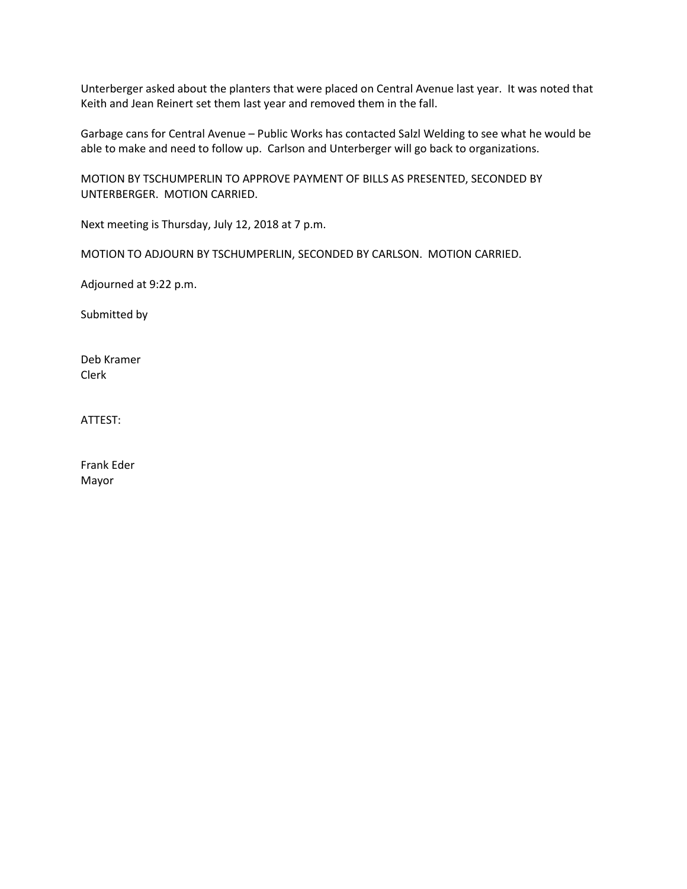Unterberger asked about the planters that were placed on Central Avenue last year. It was noted that Keith and Jean Reinert set them last year and removed them in the fall.

Garbage cans for Central Avenue – Public Works has contacted Salzl Welding to see what he would be able to make and need to follow up. Carlson and Unterberger will go back to organizations.

MOTION BY TSCHUMPERLIN TO APPROVE PAYMENT OF BILLS AS PRESENTED, SECONDED BY UNTERBERGER. MOTION CARRIED.

Next meeting is Thursday, July 12, 2018 at 7 p.m.

MOTION TO ADJOURN BY TSCHUMPERLIN, SECONDED BY CARLSON. MOTION CARRIED.

Adjourned at 9:22 p.m.

Submitted by

Deb Kramer
Clerk

ATTEST:

Frank Eder
Mayor